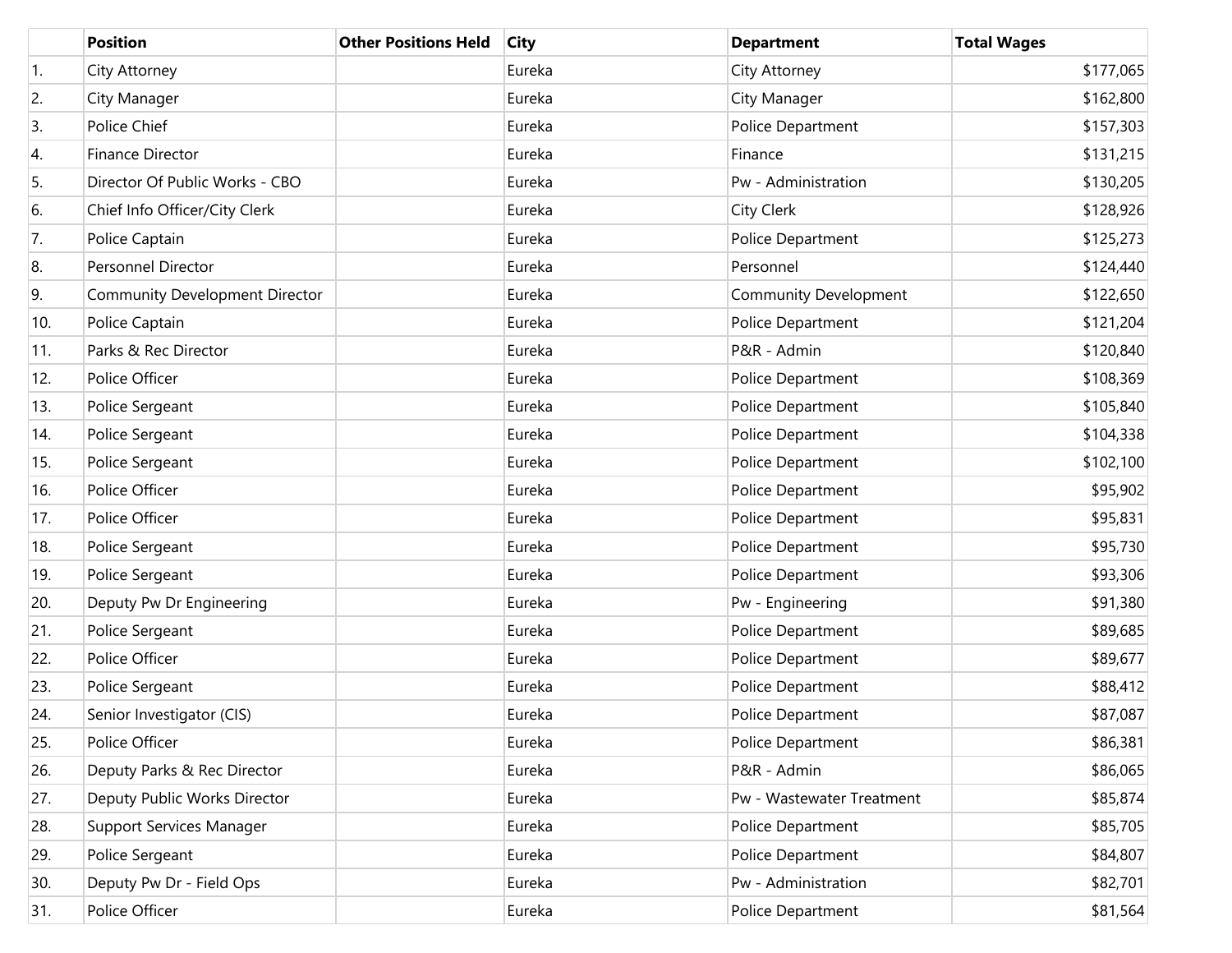| | Position | Other Positions Held | City | Department | Total Wages |
|---|---|---|---|---|---|
| 1. | City Attorney | | Eureka | City Attorney | $177,065 |
| 2. | City Manager | | Eureka | City Manager | $162,800 |
| 3. | Police Chief | | Eureka | Police Department | $157,303 |
| 4. | Finance Director | | Eureka | Finance | $131,215 |
| 5. | Director Of Public Works - CBO | | Eureka | Pw - Administration | $130,205 |
| 6. | Chief Info Officer/City Clerk | | Eureka | City Clerk | $128,926 |
| 7. | Police Captain | | Eureka | Police Department | $125,273 |
| 8. | Personnel Director | | Eureka | Personnel | $124,440 |
| 9. | Community Development Director | | Eureka | Community Development | $122,650 |
| 10. | Police Captain | | Eureka | Police Department | $121,204 |
| 11. | Parks & Rec Director | | Eureka | P&R - Admin | $120,840 |
| 12. | Police Officer | | Eureka | Police Department | $108,369 |
| 13. | Police Sergeant | | Eureka | Police Department | $105,840 |
| 14. | Police Sergeant | | Eureka | Police Department | $104,338 |
| 15. | Police Sergeant | | Eureka | Police Department | $102,100 |
| 16. | Police Officer | | Eureka | Police Department | $95,902 |
| 17. | Police Officer | | Eureka | Police Department | $95,831 |
| 18. | Police Sergeant | | Eureka | Police Department | $95,730 |
| 19. | Police Sergeant | | Eureka | Police Department | $93,306 |
| 20. | Deputy Pw Dr Engineering | | Eureka | Pw - Engineering | $91,380 |
| 21. | Police Sergeant | | Eureka | Police Department | $89,685 |
| 22. | Police Officer | | Eureka | Police Department | $89,677 |
| 23. | Police Sergeant | | Eureka | Police Department | $88,412 |
| 24. | Senior Investigator (CIS) | | Eureka | Police Department | $87,087 |
| 25. | Police Officer | | Eureka | Police Department | $86,381 |
| 26. | Deputy Parks & Rec Director | | Eureka | P&R - Admin | $86,065 |
| 27. | Deputy Public Works Director | | Eureka | Pw - Wastewater Treatment | $85,874 |
| 28. | Support Services Manager | | Eureka | Police Department | $85,705 |
| 29. | Police Sergeant | | Eureka | Police Department | $84,807 |
| 30. | Deputy Pw Dr - Field Ops | | Eureka | Pw - Administration | $82,701 |
| 31. | Police Officer | | Eureka | Police Department | $81,564 |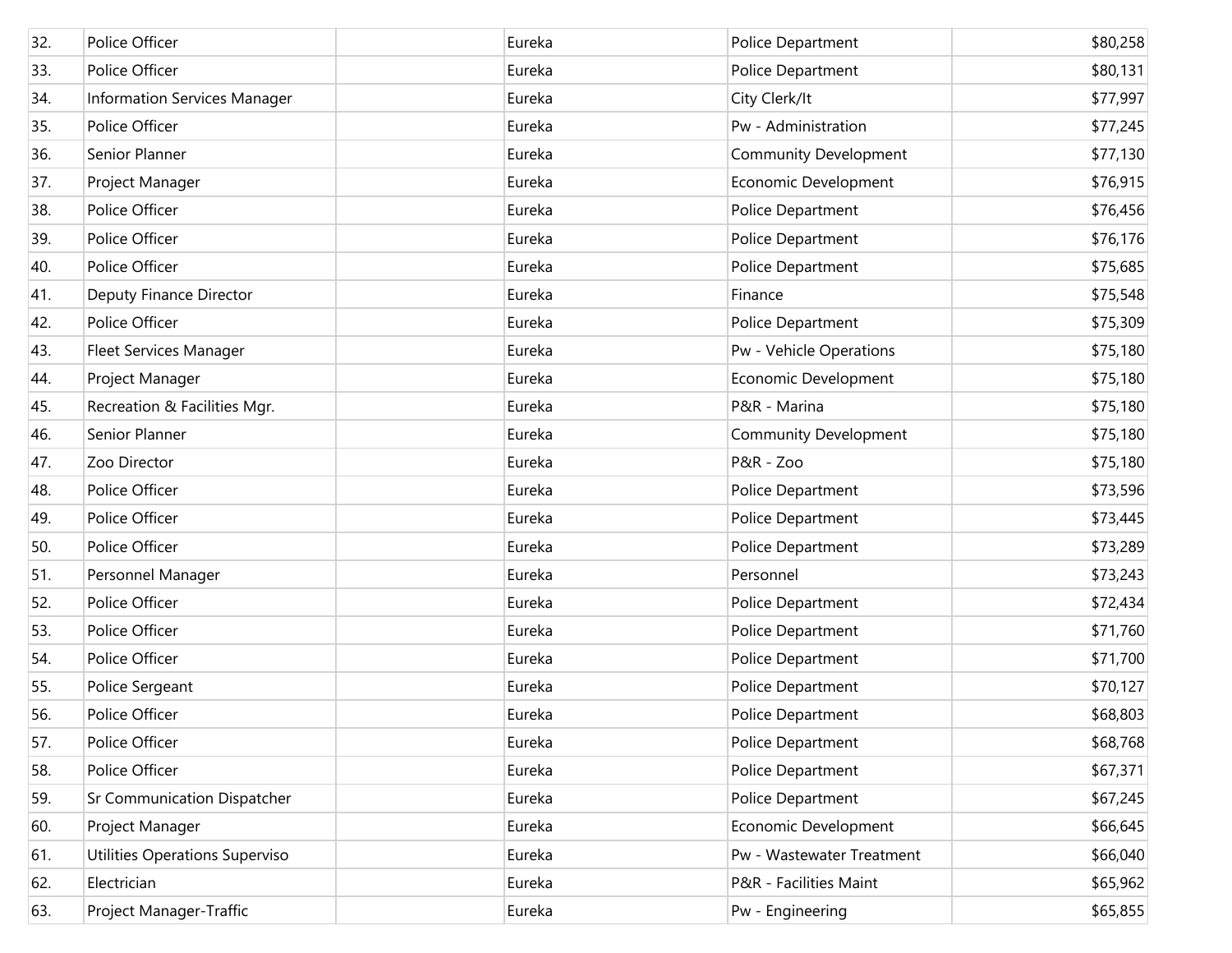| | | | | | |
|---|---|---|---|---|---|
| 32. | Police Officer | | Eureka | Police Department | $80,258 |
| 33. | Police Officer | | Eureka | Police Department | $80,131 |
| 34. | Information Services Manager | | Eureka | City Clerk/It | $77,997 |
| 35. | Police Officer | | Eureka | Pw - Administration | $77,245 |
| 36. | Senior Planner | | Eureka | Community Development | $77,130 |
| 37. | Project Manager | | Eureka | Economic Development | $76,915 |
| 38. | Police Officer | | Eureka | Police Department | $76,456 |
| 39. | Police Officer | | Eureka | Police Department | $76,176 |
| 40. | Police Officer | | Eureka | Police Department | $75,685 |
| 41. | Deputy Finance Director | | Eureka | Finance | $75,548 |
| 42. | Police Officer | | Eureka | Police Department | $75,309 |
| 43. | Fleet Services Manager | | Eureka | Pw - Vehicle Operations | $75,180 |
| 44. | Project Manager | | Eureka | Economic Development | $75,180 |
| 45. | Recreation & Facilities Mgr. | | Eureka | P&R - Marina | $75,180 |
| 46. | Senior Planner | | Eureka | Community Development | $75,180 |
| 47. | Zoo Director | | Eureka | P&R - Zoo | $75,180 |
| 48. | Police Officer | | Eureka | Police Department | $73,596 |
| 49. | Police Officer | | Eureka | Police Department | $73,445 |
| 50. | Police Officer | | Eureka | Police Department | $73,289 |
| 51. | Personnel Manager | | Eureka | Personnel | $73,243 |
| 52. | Police Officer | | Eureka | Police Department | $72,434 |
| 53. | Police Officer | | Eureka | Police Department | $71,760 |
| 54. | Police Officer | | Eureka | Police Department | $71,700 |
| 55. | Police Sergeant | | Eureka | Police Department | $70,127 |
| 56. | Police Officer | | Eureka | Police Department | $68,803 |
| 57. | Police Officer | | Eureka | Police Department | $68,768 |
| 58. | Police Officer | | Eureka | Police Department | $67,371 |
| 59. | Sr Communication Dispatcher | | Eureka | Police Department | $67,245 |
| 60. | Project Manager | | Eureka | Economic Development | $66,645 |
| 61. | Utilities Operations Superviso | | Eureka | Pw - Wastewater Treatment | $66,040 |
| 62. | Electrician | | Eureka | P&R - Facilities Maint | $65,962 |
| 63. | Project Manager-Traffic | | Eureka | Pw - Engineering | $65,855 |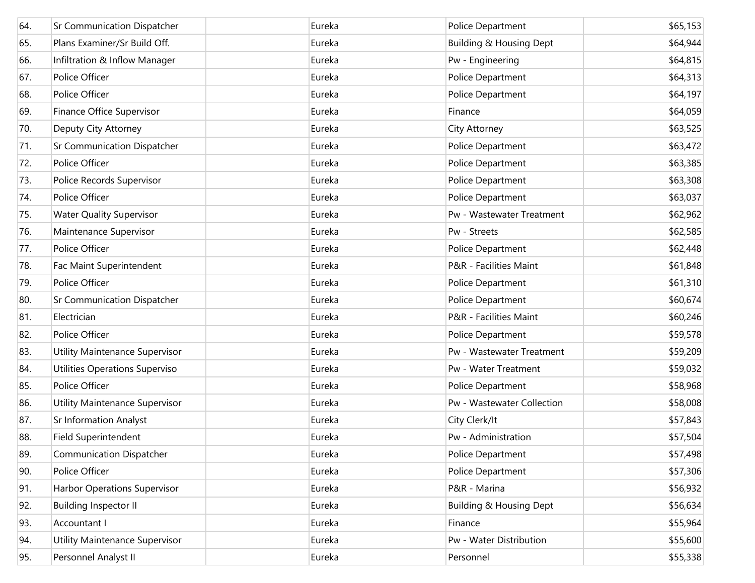| | | | | | |
|---|---|---|---|---|---|
| 64. | Sr Communication Dispatcher | | Eureka | Police Department | $65,153 |
| 65. | Plans Examiner/Sr Build Off. | | Eureka | Building & Housing Dept | $64,944 |
| 66. | Infiltration & Inflow Manager | | Eureka | Pw - Engineering | $64,815 |
| 67. | Police Officer | | Eureka | Police Department | $64,313 |
| 68. | Police Officer | | Eureka | Police Department | $64,197 |
| 69. | Finance Office Supervisor | | Eureka | Finance | $64,059 |
| 70. | Deputy City Attorney | | Eureka | City Attorney | $63,525 |
| 71. | Sr Communication Dispatcher | | Eureka | Police Department | $63,472 |
| 72. | Police Officer | | Eureka | Police Department | $63,385 |
| 73. | Police Records Supervisor | | Eureka | Police Department | $63,308 |
| 74. | Police Officer | | Eureka | Police Department | $63,037 |
| 75. | Water Quality Supervisor | | Eureka | Pw - Wastewater Treatment | $62,962 |
| 76. | Maintenance Supervisor | | Eureka | Pw - Streets | $62,585 |
| 77. | Police Officer | | Eureka | Police Department | $62,448 |
| 78. | Fac Maint Superintendent | | Eureka | P&R - Facilities Maint | $61,848 |
| 79. | Police Officer | | Eureka | Police Department | $61,310 |
| 80. | Sr Communication Dispatcher | | Eureka | Police Department | $60,674 |
| 81. | Electrician | | Eureka | P&R - Facilities Maint | $60,246 |
| 82. | Police Officer | | Eureka | Police Department | $59,578 |
| 83. | Utility Maintenance Supervisor | | Eureka | Pw - Wastewater Treatment | $59,209 |
| 84. | Utilities Operations Superviso | | Eureka | Pw - Water Treatment | $59,032 |
| 85. | Police Officer | | Eureka | Police Department | $58,968 |
| 86. | Utility Maintenance Supervisor | | Eureka | Pw - Wastewater Collection | $58,008 |
| 87. | Sr Information Analyst | | Eureka | City Clerk/It | $57,843 |
| 88. | Field Superintendent | | Eureka | Pw - Administration | $57,504 |
| 89. | Communication Dispatcher | | Eureka | Police Department | $57,498 |
| 90. | Police Officer | | Eureka | Police Department | $57,306 |
| 91. | Harbor Operations Supervisor | | Eureka | P&R - Marina | $56,932 |
| 92. | Building Inspector II | | Eureka | Building & Housing Dept | $56,634 |
| 93. | Accountant I | | Eureka | Finance | $55,964 |
| 94. | Utility Maintenance Supervisor | | Eureka | Pw - Water Distribution | $55,600 |
| 95. | Personnel Analyst II | | Eureka | Personnel | $55,338 |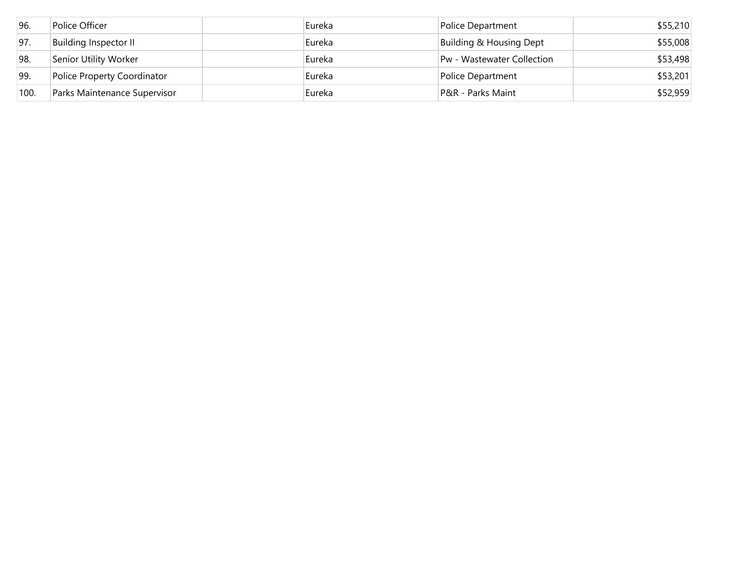| | | | | | |
|---|---|---|---|---|---|
| 96. | Police Officer | | Eureka | Police Department | $55,210 |
| 97. | Building Inspector II | | Eureka | Building & Housing Dept | $55,008 |
| 98. | Senior Utility Worker | | Eureka | Pw - Wastewater Collection | $53,498 |
| 99. | Police Property Coordinator | | Eureka | Police Department | $53,201 |
| 100. | Parks Maintenance Supervisor | | Eureka | P&R - Parks Maint | $52,959 |